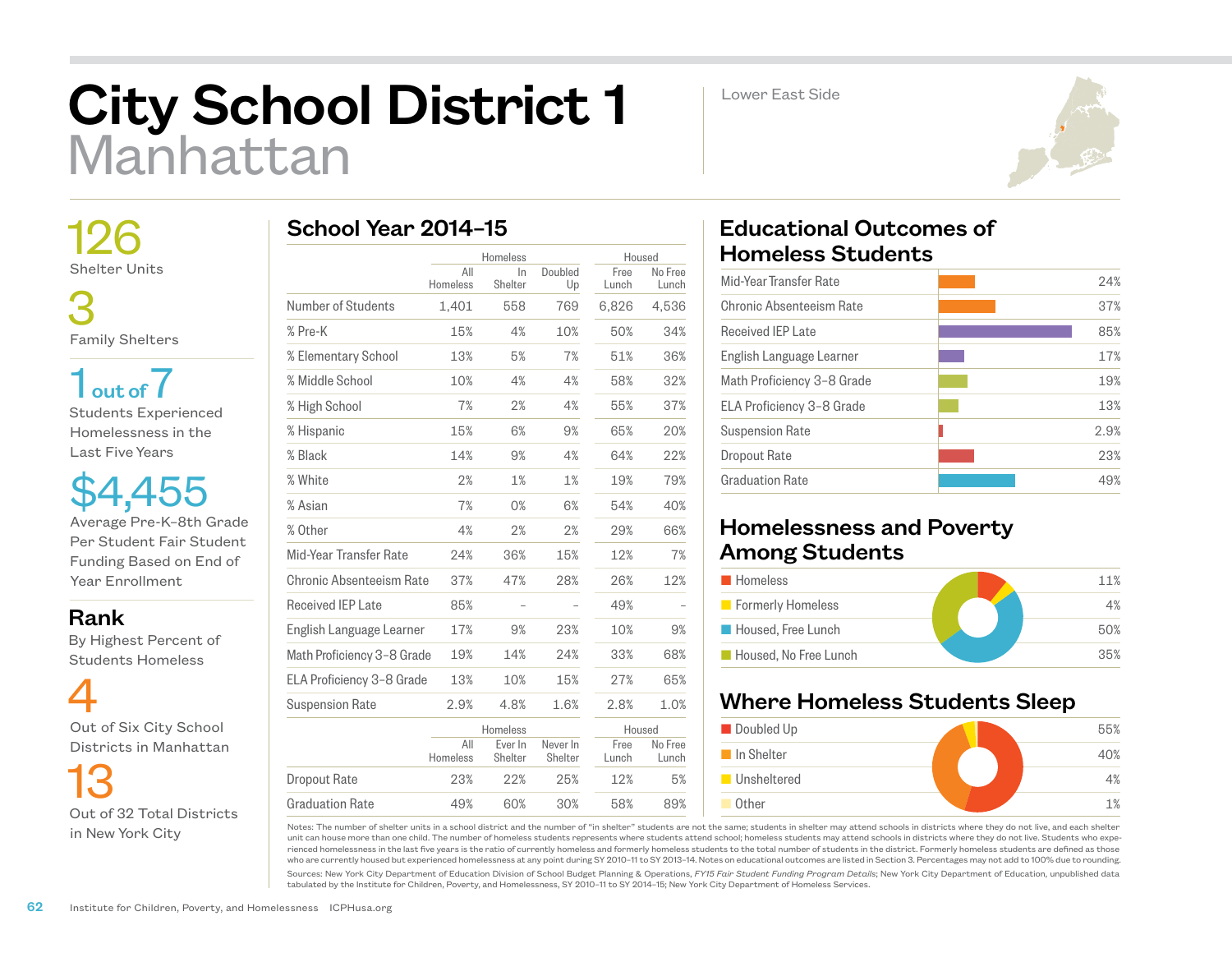# City School District 1
## Manhattan

Lower East Side

**126**
Shelter Units

**3**
Family Shelters

**1 out of 7**
Students Experienced Homelessness in the Last Five Years

**$4,455**
Average Pre-K–8th Grade Per Student Fair Student Funding Based on End of Year Enrollment

**Rank**
By Highest Percent of Students Homeless

**4**
Out of Six City School Districts in Manhattan

**13**
Out of 32 Total Districts in New York City

## School Year 2014–15

| | Homeless | | | Housed | |
|---|---|---|---|---|---|
| | All Homeless | In Shelter | Doubled Up | Free Lunch | No Free Lunch |
| Number of Students | 1,401 | 558 | 769 | 6,826 | 4,536 |
| % Pre-K | 15% | 4% | 10% | 50% | 34% |
| % Elementary School | 13% | 5% | 7% | 51% | 36% |
| % Middle School | 10% | 4% | 4% | 58% | 32% |
| % High School | 7% | 2% | 4% | 55% | 37% |
| % Hispanic | 15% | 6% | 9% | 65% | 20% |
| % Black | 14% | 9% | 4% | 64% | 22% |
| % White | 2% | 1% | 1% | 19% | 79% |
| % Asian | 7% | 0% | 6% | 54% | 40% |
| % Other | 4% | 2% | 2% | 29% | 66% |
| Mid-Year Transfer Rate | 24% | 36% | 15% | 12% | 7% |
| Chronic Absenteeism Rate | 37% | 47% | 28% | 26% | 12% |
| Received IEP Late | 85% | – | – | 49% | – |
| English Language Learner | 17% | 9% | 23% | 10% | 9% |
| Math Proficiency 3–8 Grade | 19% | 14% | 24% | 33% | 68% |
| ELA Proficiency 3–8 Grade | 13% | 10% | 15% | 27% | 65% |
| Suspension Rate | 2.9% | 4.8% | 1.6% | 2.8% | 1.0% |

| | Homeless | | | Housed | |
|---|---|---|---|---|---|
| | All Homeless | Ever In Shelter | Never In Shelter | Free Lunch | No Free Lunch |
| Dropout Rate | 23% | 22% | 25% | 12% | 5% |
| Graduation Rate | 49% | 60% | 30% | 58% | 89% |

## Educational Outcomes of Homeless Students

| Outcome | Rate |
|---|---|
| Mid-Year Transfer Rate | 24% |
| Chronic Absenteeism Rate | 37% |
| Received IEP Late | 85% |
| English Language Learner | 17% |
| Math Proficiency 3–8 Grade | 19% |
| ELA Proficiency 3–8 Grade | 13% |
| Suspension Rate | 2.9% |
| Dropout Rate | 23% |
| Graduation Rate | 49% |

## Homelessness and Poverty Among Students

| Category | Percent |
|---|---|
| Homeless | 11% |
| Formerly Homeless | 4% |
| Housed, Free Lunch | 50% |
| Housed, No Free Lunch | 35% |

## Where Homeless Students Sleep

| Category | Percent |
|---|---|
| Doubled Up | 55% |
| In Shelter | 40% |
| Unsheltered | 4% |
| Other | 1% |

Notes: The number of shelter units in a school district and the number of "in shelter" students are not the same; students in shelter may attend schools in districts where they do not live, and each shelter unit can house more than one child. The number of homeless students represents where students attend school; homeless students may attend schools in districts where they do not live. Students who experienced homelessness in the last five years is the ratio of currently homeless and formerly homeless students to the total number of students in the district. Formerly homeless students are defined as those who are currently housed but experienced homelessness at any point during SY 2010–11 to SY 2013–14. Notes on educational outcomes are listed in Section 3. Percentages may not add to 100% due to rounding.

Sources: New York City Department of Education Division of School Budget Planning & Operations, *FY15 Fair Student Funding Program Details*; New York City Department of Education, unpublished data tabulated by the Institute for Children, Poverty, and Homelessness, SY 2010–11 to SY 2014–15; New York City Department of Homeless Services.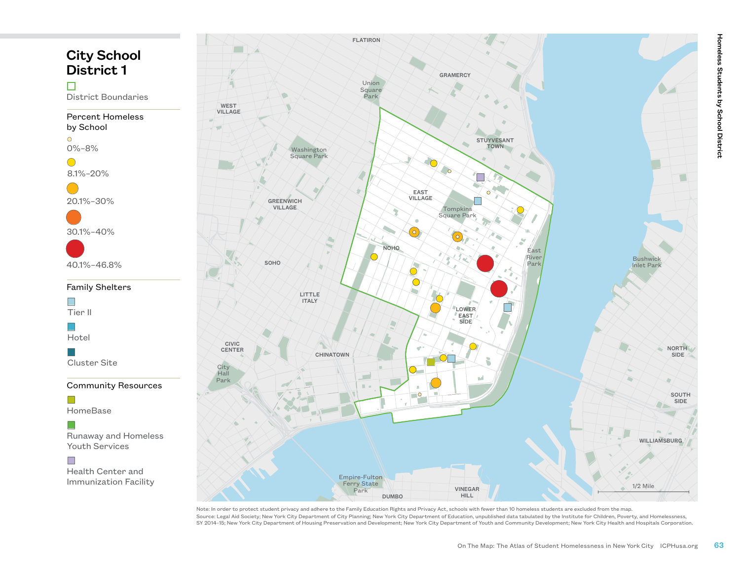# City School District 1

District Boundaries

Percent Homeless by School

0%–8%

8.1%–20%

20.1%–30%

30.1%–40%

40.1%–46.8%

Family Shelters

Tier II

Hotel

Cluster Site

Community Resources

HomeBase

Runaway and Homeless Youth Services

Health Center and Immunization Facility

FLATIRON

GRAMERCY

Union Square Park

WEST VILLAGE

STUYVESANT TOWN

Washington Square Park

EAST VILLAGE

GREENWICH VILLAGE

Tompkins Square Park

NOHO

East River Park

Bushwick Inlet Park

SOHO

LITTLE ITALY

LOWER EAST SIDE

CIVIC CENTER

CHINATOWN

NORTH SIDE

City Hall Park

SOUTH SIDE

WILLIAMSBURG

Empire-Fulton Ferry State Park

DUMBO

VINEGAR HILL

1/2 Mile

Note: In order to protect student privacy and adhere to the Family Education Rights and Privacy Act, schools with fewer than 10 homeless students are excluded from the map.
Source: Legal Aid Society; New York City Department of City Planning; New York City Department of Education, unpublished data tabulated by the Institute for Children, Poverty, and Homelessness, SY 2014–15; New York City Department of Housing Preservation and Development; New York City Department of Youth and Community Development; New York City Health and Hospitals Corporation.